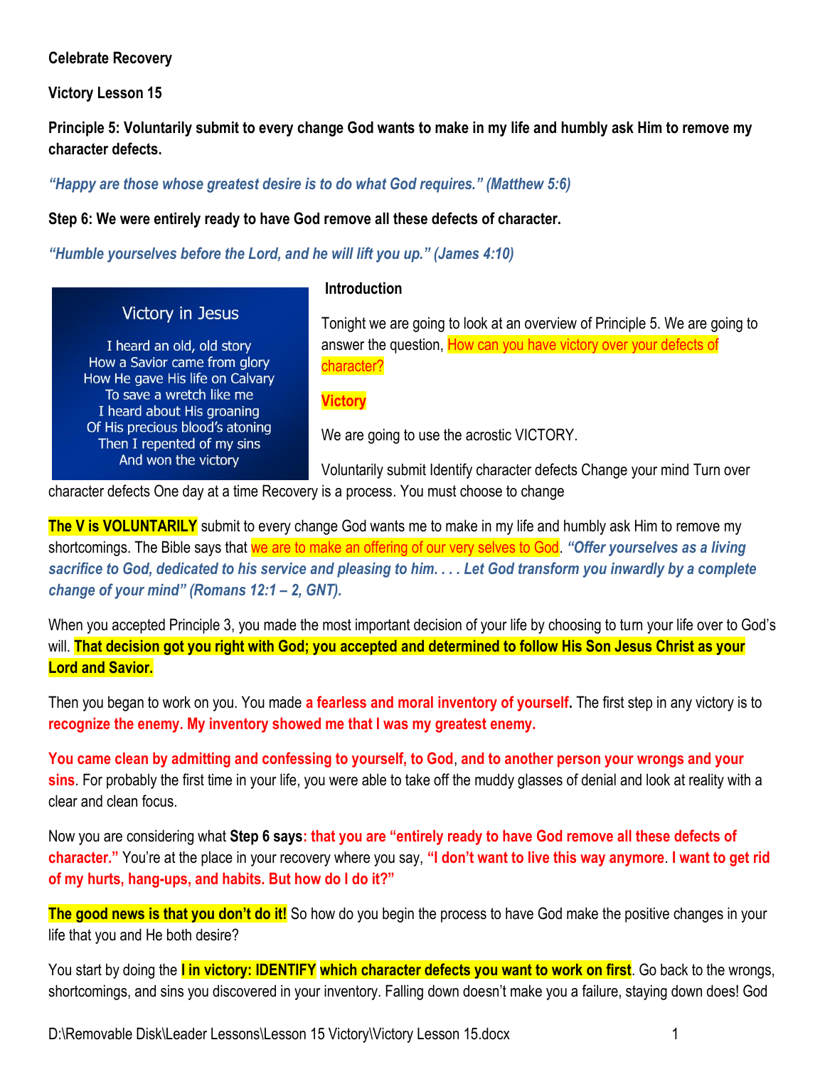**Celebrate Recovery**

**Victory Lesson 15**

**Principle 5: Voluntarily submit to every change God wants to make in my life and humbly ask Him to remove my character defects.**

***"Happy are those whose greatest desire is to do what God requires." (Matthew 5:6)***

**Step 6: We were entirely ready to have God remove all these defects of character.**

***"Humble yourselves before the Lord, and he will lift you up." (James 4:10)***

Victory in Jesus

I heard an old, old story
How a Savior came from glory
How He gave His life on Calvary
To save a wretch like me
I heard about His groaning
Of His precious blood's atoning
Then I repented of my sins
And won the victory

**Introduction**

Tonight we are going to look at an overview of Principle 5. We are going to answer the question, How can you have victory over your defects of character?

**Victory**

We are going to use the acrostic VICTORY.

Voluntarily submit Identify character defects Change your mind Turn over character defects One day at a time Recovery is a process. You must choose to change

**The V is VOLUNTARILY** submit to every change God wants me to make in my life and humbly ask Him to remove my shortcomings. The Bible says that we are to make an offering of our very selves to God. ***"Offer yourselves as a living sacrifice to God, dedicated to his service and pleasing to him. . . . Let God transform you inwardly by a complete change of your mind" (Romans 12:1 – 2, GNT).***

When you accepted Principle 3, you made the most important decision of your life by choosing to turn your life over to God's will. **That decision got you right with God; you accepted and determined to follow His Son Jesus Christ as your Lord and Savior.**

Then you began to work on you. You made **a fearless and moral inventory of yourself.** The first step in any victory is to **recognize the enemy. My inventory showed me that I was my greatest enemy.**

**You came clean by admitting and confessing to yourself, to God**, **and to another person your wrongs and your sins**. For probably the first time in your life, you were able to take off the muddy glasses of denial and look at reality with a clear and clean focus.

Now you are considering what **Step 6 says: that you are "entirely ready to have God remove all these defects of character."** You're at the place in your recovery where you say, **"I don't want to live this way anymore**. **I want to get rid of my hurts, hang-ups, and habits. But how do I do it?"**

**The good news is that you don't do it!** So how do you begin the process to have God make the positive changes in your life that you and He both desire?

You start by doing the **I in victory: IDENTIFY which character defects you want to work on first**. Go back to the wrongs, shortcomings, and sins you discovered in your inventory. Falling down doesn't make you a failure, staying down does! God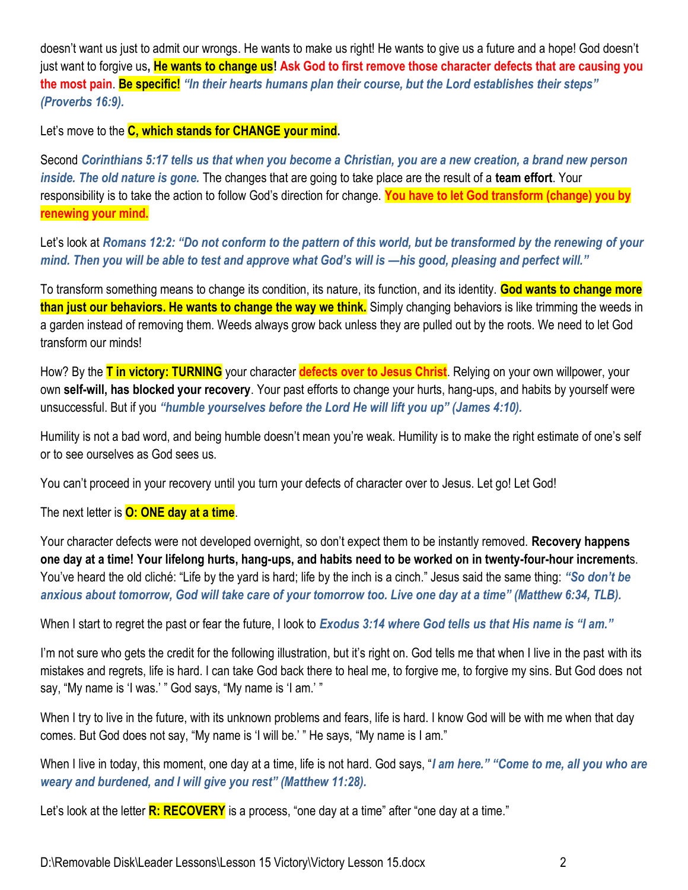doesn't want us just to admit our wrongs. He wants to make us right! He wants to give us a future and a hope! God doesn't just want to forgive us, **He wants to change us**! **Ask God to first remove those character defects that are causing you the most pain**. **Be specific!** ***"In their hearts humans plan their course, but the Lord establishes their steps" (Proverbs 16:9).***

Let's move to the **C, which stands for CHANGE your mind**.

Second ***Corinthians 5:17 tells us that when you become a Christian, you are a new creation, a brand new person inside. The old nature is gone.*** The changes that are going to take place are the result of a **team effort**. Your responsibility is to take the action to follow God's direction for change. **You have to let God transform (change) you by renewing your mind.**

Let's look at ***Romans 12:2: "Do not conform to the pattern of this world, but be transformed by the renewing of your mind. Then you will be able to test and approve what God's will is —his good, pleasing and perfect will."***

To transform something means to change its condition, its nature, its function, and its identity. **God wants to change more than just our behaviors. He wants to change the way we think.** Simply changing behaviors is like trimming the weeds in a garden instead of removing them. Weeds always grow back unless they are pulled out by the roots. We need to let God transform our minds!

How? By the **T in victory: TURNING** your character **defects over to Jesus Christ**. Relying on your own willpower, your own **self-will, has blocked your recovery**. Your past efforts to change your hurts, hang-ups, and habits by yourself were unsuccessful. But if you ***"humble yourselves before the Lord He will lift you up" (James 4:10).***

Humility is not a bad word, and being humble doesn't mean you're weak. Humility is to make the right estimate of one's self or to see ourselves as God sees us.

You can't proceed in your recovery until you turn your defects of character over to Jesus. Let go! Let God!

The next letter is **O: ONE day at a time**.

Your character defects were not developed overnight, so don't expect them to be instantly removed. **Recovery happens one day at a time! Your lifelong hurts, hang-ups, and habits need to be worked on in twenty-four-hour increments**. You've heard the old cliché: "Life by the yard is hard; life by the inch is a cinch." Jesus said the same thing: ***"So don't be anxious about tomorrow, God will take care of your tomorrow too. Live one day at a time" (Matthew 6:34, TLB).***

When I start to regret the past or fear the future, I look to ***Exodus 3:14 where God tells us that His name is "I am."***

I'm not sure who gets the credit for the following illustration, but it's right on. God tells me that when I live in the past with its mistakes and regrets, life is hard. I can take God back there to heal me, to forgive me, to forgive my sins. But God does not say, "My name is 'I was.' " God says, "My name is 'I am.' "

When I try to live in the future, with its unknown problems and fears, life is hard. I know God will be with me when that day comes. But God does not say, "My name is 'I will be.' " He says, "My name is I am."

When I live in today, this moment, one day at a time, life is not hard. God says, "***I am here." "Come to me, all you who are weary and burdened, and I will give you rest" (Matthew 11:28).***

Let's look at the letter **R: RECOVERY** is a process, "one day at a time" after "one day at a time."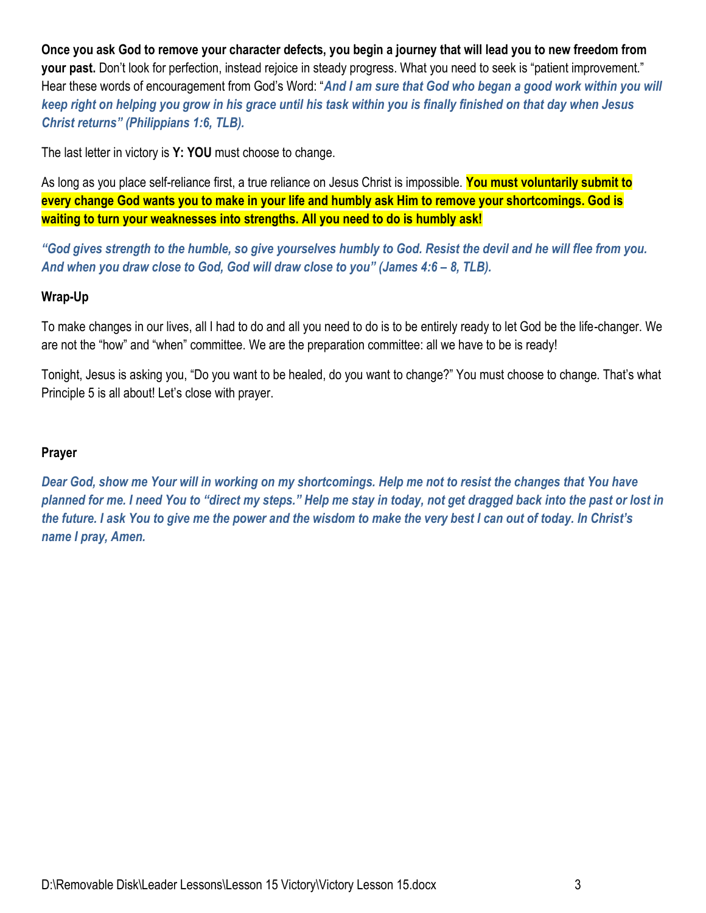**Once you ask God to remove your character defects, you begin a journey that will lead you to new freedom from your past.** Don't look for perfection, instead rejoice in steady progress. What you need to seek is "patient improvement." Hear these words of encouragement from God's Word: "***And I am sure that God who began a good work within you will keep right on helping you grow in his grace until his task within you is finally finished on that day when Jesus Christ returns" (Philippians 1:6, TLB).***

The last letter in victory is **Y: YOU** must choose to change.

As long as you place self-reliance first, a true reliance on Jesus Christ is impossible. **You must voluntarily submit to every change God wants you to make in your life and humbly ask Him to remove your shortcomings. God is waiting to turn your weaknesses into strengths. All you need to do is humbly ask!**

***"God gives strength to the humble, so give yourselves humbly to God. Resist the devil and he will flee from you. And when you draw close to God, God will draw close to you" (James 4:6 – 8, TLB).***

**Wrap-Up**

To make changes in our lives, all I had to do and all you need to do is to be entirely ready to let God be the life-changer. We are not the "how" and "when" committee. We are the preparation committee: all we have to be is ready!

Tonight, Jesus is asking you, "Do you want to be healed, do you want to change?" You must choose to change. That's what Principle 5 is all about! Let's close with prayer.

**Prayer**

***Dear God, show me Your will in working on my shortcomings. Help me not to resist the changes that You have planned for me. I need You to "direct my steps." Help me stay in today, not get dragged back into the past or lost in the future. I ask You to give me the power and the wisdom to make the very best I can out of today. In Christ's name I pray, Amen.***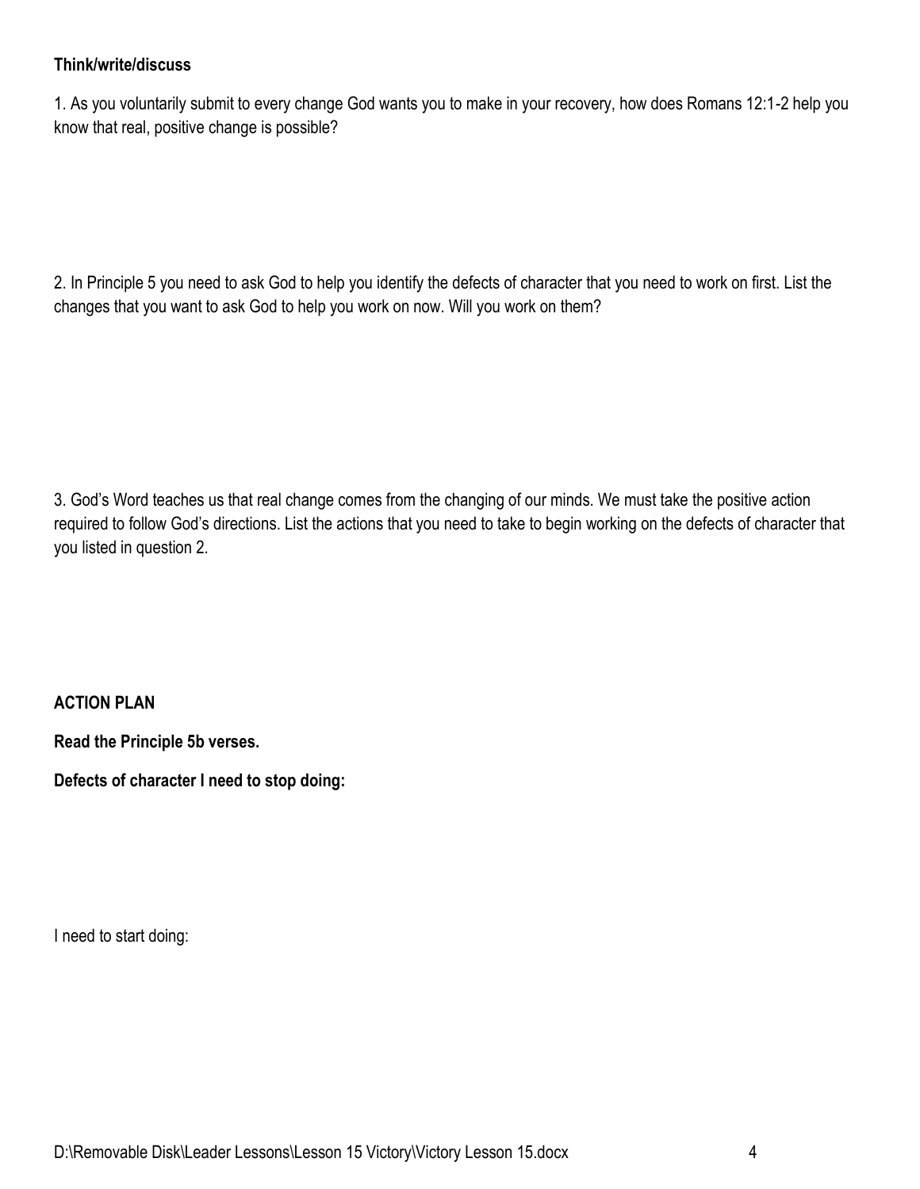**Think/write/discuss**

1. As you voluntarily submit to every change God wants you to make in your recovery, how does Romans 12:1-2 help you know that real, positive change is possible?

2. In Principle 5 you need to ask God to help you identify the defects of character that you need to work on first. List the changes that you want to ask God to help you work on now. Will you work on them?

3. God's Word teaches us that real change comes from the changing of our minds. We must take the positive action required to follow God's directions. List the actions that you need to take to begin working on the defects of character that you listed in question 2.

**ACTION PLAN**

**Read the Principle 5b verses.**

**Defects of character I need to stop doing:**

I need to start doing: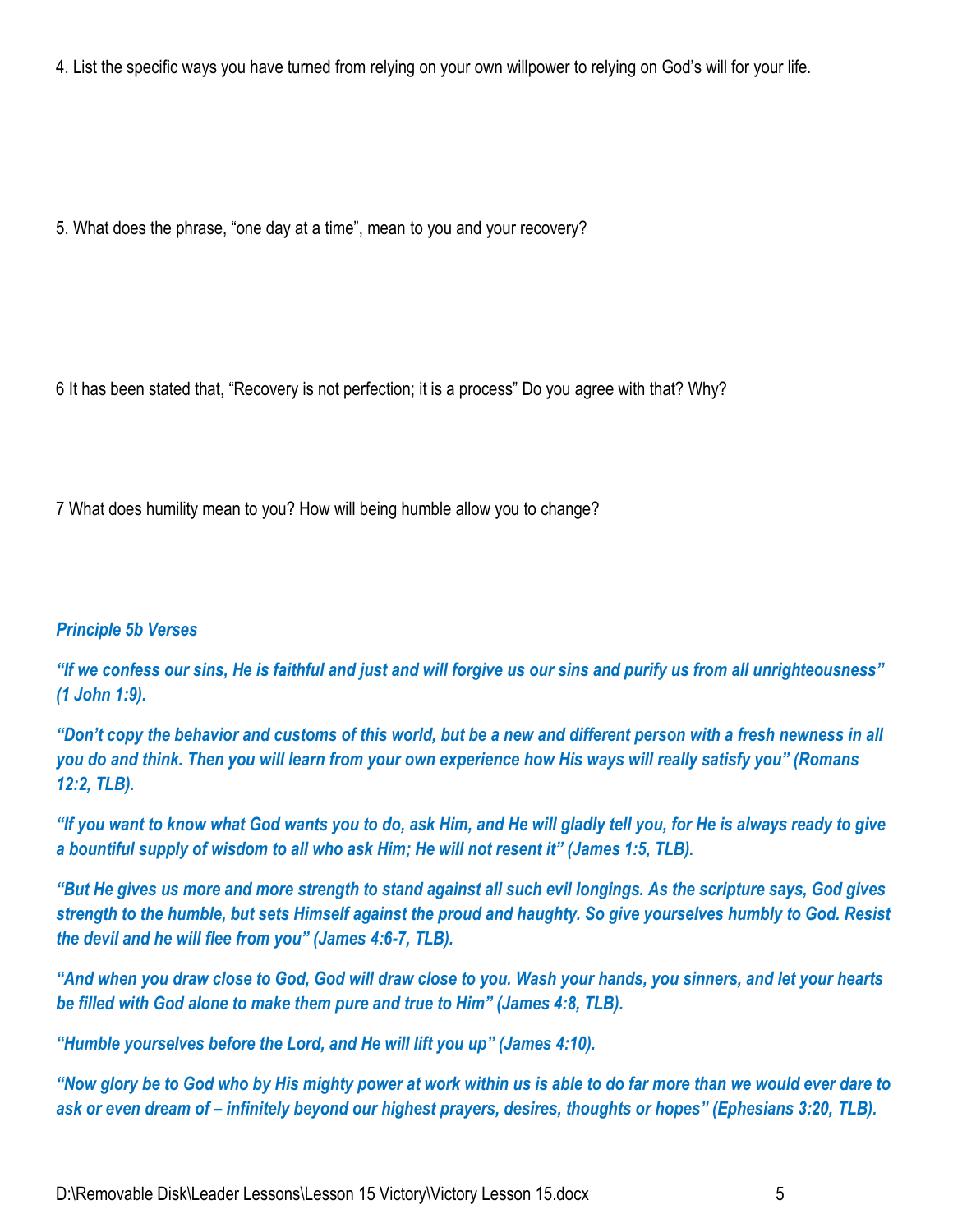4. List the specific ways you have turned from relying on your own willpower to relying on God's will for your life.

5. What does the phrase, "one day at a time", mean to you and your recovery?

6 It has been stated that, "Recovery is not perfection; it is a process" Do you agree with that? Why?

7 What does humility mean to you? How will being humble allow you to change?

***Principle 5b Verses***

***"If we confess our sins, He is faithful and just and will forgive us our sins and purify us from all unrighteousness" (1 John 1:9).***

***"Don't copy the behavior and customs of this world, but be a new and different person with a fresh newness in all you do and think. Then you will learn from your own experience how His ways will really satisfy you" (Romans 12:2, TLB).***

***"If you want to know what God wants you to do, ask Him, and He will gladly tell you, for He is always ready to give a bountiful supply of wisdom to all who ask Him; He will not resent it" (James 1:5, TLB).***

***"But He gives us more and more strength to stand against all such evil longings. As the scripture says, God gives strength to the humble, but sets Himself against the proud and haughty. So give yourselves humbly to God. Resist the devil and he will flee from you" (James 4:6-7, TLB).***

***"And when you draw close to God, God will draw close to you. Wash your hands, you sinners, and let your hearts be filled with God alone to make them pure and true to Him" (James 4:8, TLB).***

***"Humble yourselves before the Lord, and He will lift you up" (James 4:10).***

***"Now glory be to God who by His mighty power at work within us is able to do far more than we would ever dare to ask or even dream of – infinitely beyond our highest prayers, desires, thoughts or hopes" (Ephesians 3:20, TLB).***